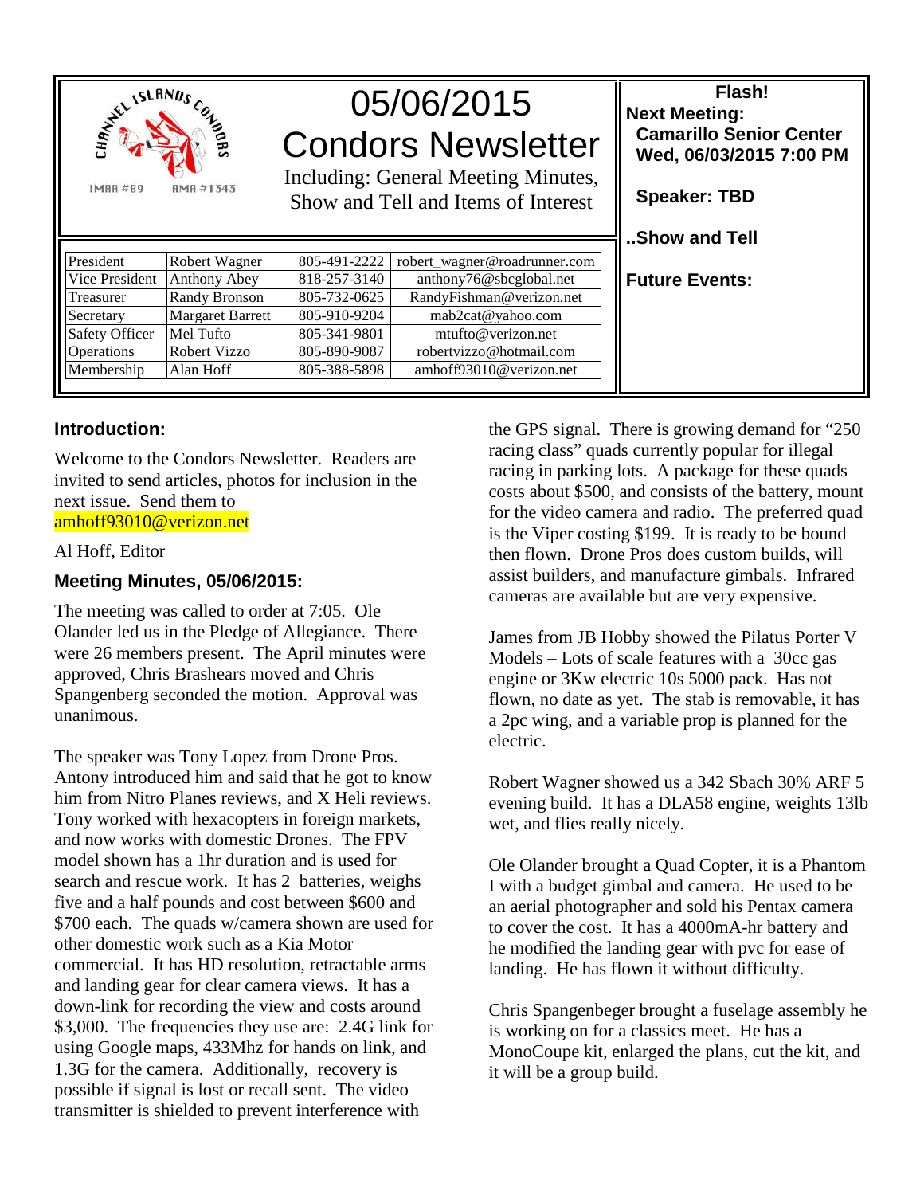CHANNEL ISLANDS CONDORS

IMAA #89 AMA #1343

# 05/06/2015 Condors Newsletter

Including: General Meeting Minutes, Show and Tell and Items of Interest

| | | | |
|---|---|---|---|
| President | Robert Wagner | 805-491-2222 | robert_wagner@roadrunner.com |
| Vice President | Anthony Abey | 818-257-3140 | anthony76@sbcglobal.net |
| Treasurer | Randy Bronson | 805-732-0625 | RandyFishman@verizon.net |
| Secretary | Margaret Barrett | 805-910-9204 | mab2cat@yahoo.com |
| Safety Officer | Mel Tufto | 805-341-9801 | mtufto@verizon.net |
| Operations | Robert Vizzo | 805-890-9087 | robertvizzo@hotmail.com |
| Membership | Alan Hoff | 805-388-5898 | amhoff93010@verizon.net |

**Flash!**

**Next Meeting:**
**Camarillo Senior Center**
**Wed, 06/03/2015 7:00 PM**

**Speaker: TBD**

**..Show and Tell**

**Future Events:**

## Introduction:

Welcome to the Condors Newsletter. Readers are invited to send articles, photos for inclusion in the next issue. Send them to amhoff93010@verizon.net

Al Hoff, Editor

## Meeting Minutes, 05/06/2015:

The meeting was called to order at 7:05. Ole Olander led us in the Pledge of Allegiance. There were 26 members present. The April minutes were approved, Chris Brashears moved and Chris Spangenberg seconded the motion. Approval was unanimous.

The speaker was Tony Lopez from Drone Pros. Antony introduced him and said that he got to know him from Nitro Planes reviews, and X Heli reviews. Tony worked with hexacopters in foreign markets, and now works with domestic Drones. The FPV model shown has a 1hr duration and is used for search and rescue work. It has 2 batteries, weighs five and a half pounds and cost between $600 and $700 each. The quads w/camera shown are used for other domestic work such as a Kia Motor commercial. It has HD resolution, retractable arms and landing gear for clear camera views. It has a down-link for recording the view and costs around $3,000. The frequencies they use are: 2.4G link for using Google maps, 433Mhz for hands on link, and 1.3G for the camera. Additionally, recovery is possible if signal is lost or recall sent. The video transmitter is shielded to prevent interference with the GPS signal. There is growing demand for "250 racing class" quads currently popular for illegal racing in parking lots. A package for these quads costs about $500, and consists of the battery, mount for the video camera and radio. The preferred quad is the Viper costing $199. It is ready to be bound then flown. Drone Pros does custom builds, will assist builders, and manufacture gimbals. Infrared cameras are available but are very expensive.

James from JB Hobby showed the Pilatus Porter V Models – Lots of scale features with a 30cc gas engine or 3Kw electric 10s 5000 pack. Has not flown, no date as yet. The stab is removable, it has a 2pc wing, and a variable prop is planned for the electric.

Robert Wagner showed us a 342 Sbach 30% ARF 5 evening build. It has a DLA58 engine, weights 13lb wet, and flies really nicely.

Ole Olander brought a Quad Copter, it is a Phantom I with a budget gimbal and camera. He used to be an aerial photographer and sold his Pentax camera to cover the cost. It has a 4000mA-hr battery and he modified the landing gear with pvc for ease of landing. He has flown it without difficulty.

Chris Spangenbeger brought a fuselage assembly he is working on for a classics meet. He has a MonoCoupe kit, enlarged the plans, cut the kit, and it will be a group build.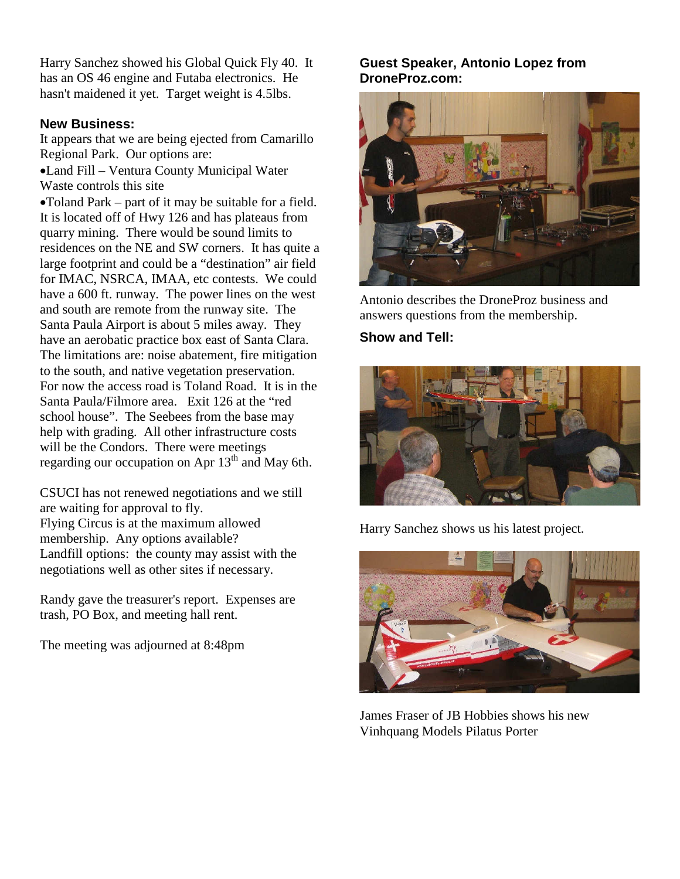Harry Sanchez showed his Global Quick Fly 40. It has an OS 46 engine and Futaba electronics. He hasn't maidened it yet. Target weight is 4.5lbs.

**New Business:**

It appears that we are being ejected from Camarillo Regional Park. Our options are:

- Land Fill – Ventura County Municipal Water Waste controls this site
- Toland Park – part of it may be suitable for a field. It is located off of Hwy 126 and has plateaus from quarry mining. There would be sound limits to residences on the NE and SW corners. It has quite a large footprint and could be a "destination" air field for IMAC, NSRCA, IMAA, etc contests. We could have a 600 ft. runway. The power lines on the west and south are remote from the runway site. The Santa Paula Airport is about 5 miles away. They have an aerobatic practice box east of Santa Clara. The limitations are: noise abatement, fire mitigation to the south, and native vegetation preservation. For now the access road is Toland Road. It is in the Santa Paula/Filmore area. Exit 126 at the "red school house". The Seebees from the base may help with grading. All other infrastructure costs will be the Condors. There were meetings regarding our occupation on Apr 13th and May 6th.

CSUCI has not renewed negotiations and we still are waiting for approval to fly.

Flying Circus is at the maximum allowed membership. Any options available?

Landfill options: the county may assist with the negotiations well as other sites if necessary.

Randy gave the treasurer's report. Expenses are trash, PO Box, and meeting hall rent.

The meeting was adjourned at 8:48pm

**Guest Speaker, Antonio Lopez from DroneProz.com:**

Antonio describes the DroneProz business and answers questions from the membership.

**Show and Tell:**

Harry Sanchez shows us his latest project.

James Fraser of JB Hobbies shows his new Vinhquang Models Pilatus Porter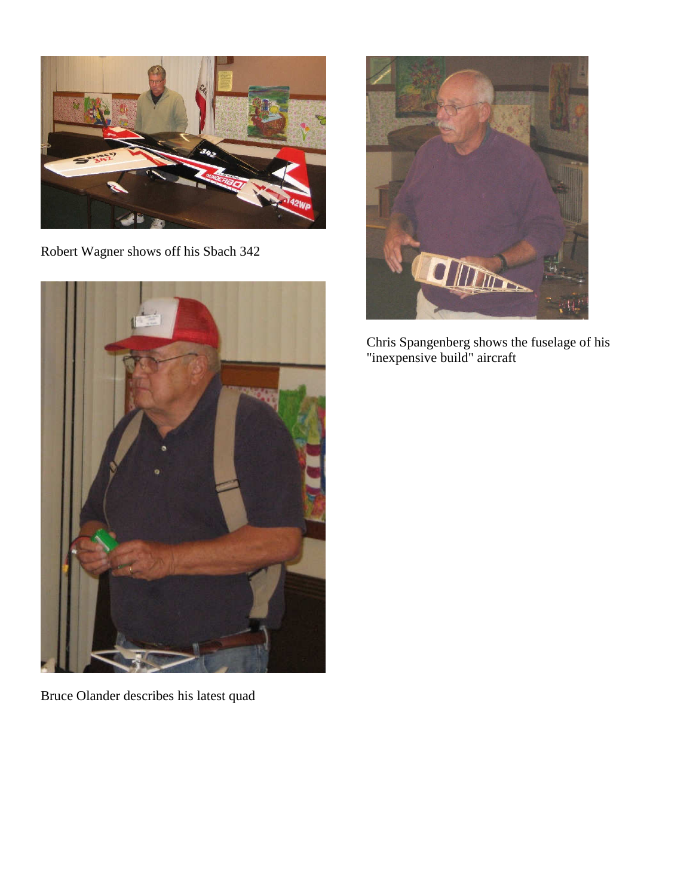Robert Wagner shows off his Sbach 342

Bruce Olander describes his latest quad

Chris Spangenberg shows the fuselage of his "inexpensive build" aircraft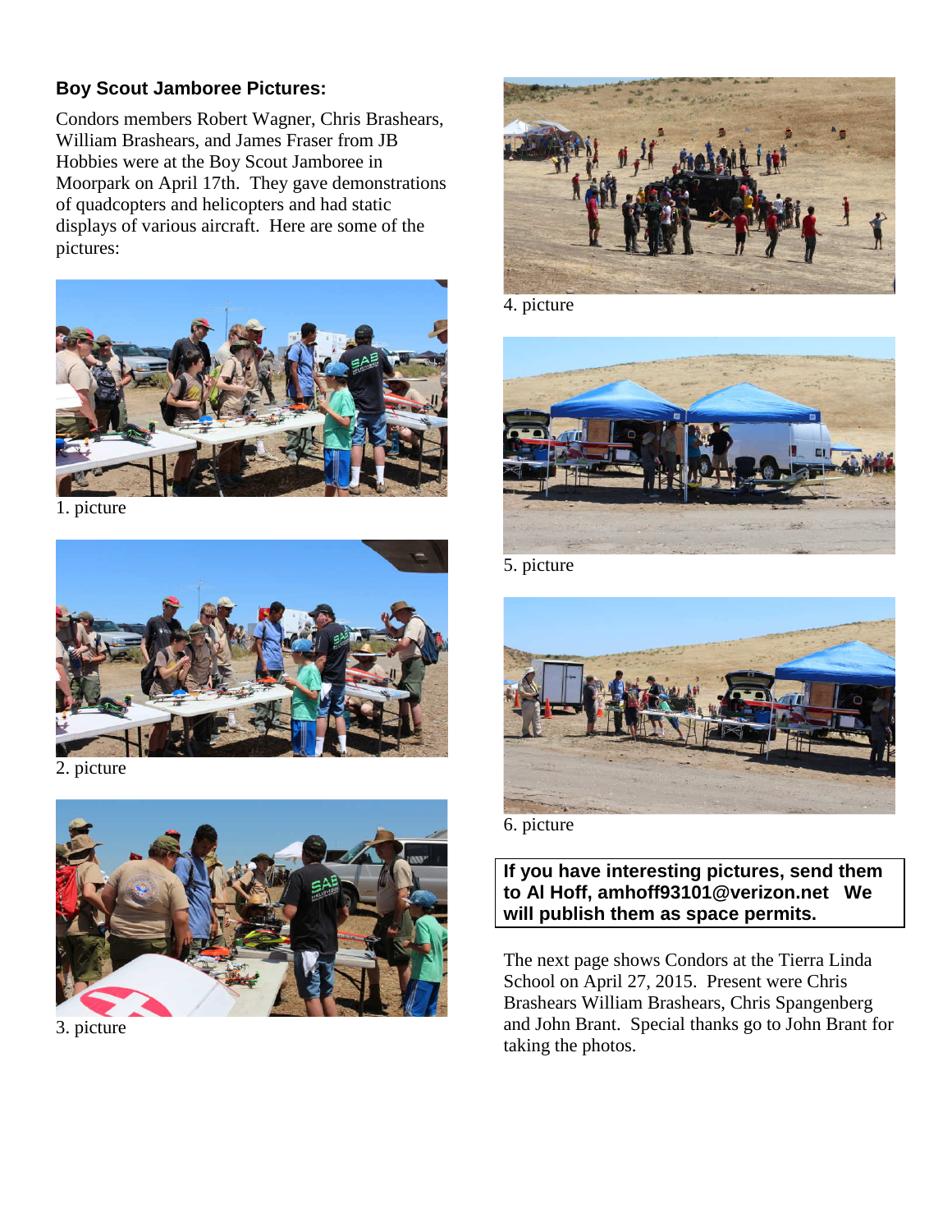### Boy Scout Jamboree Pictures:

Condors members Robert Wagner, Chris Brashears, William Brashears, and James Fraser from JB Hobbies were at the Boy Scout Jamboree in Moorpark on April 17th. They gave demonstrations of quadcopters and helicopters and had static displays of various aircraft. Here are some of the pictures:

1. picture

2. picture

3. picture

4. picture

5. picture

6. picture

**If you have interesting pictures, send them to Al Hoff, amhoff93101@verizon.net We will publish them as space permits.**

The next page shows Condors at the Tierra Linda School on April 27, 2015. Present were Chris Brashears William Brashears, Chris Spangenberg and John Brant. Special thanks go to John Brant for taking the photos.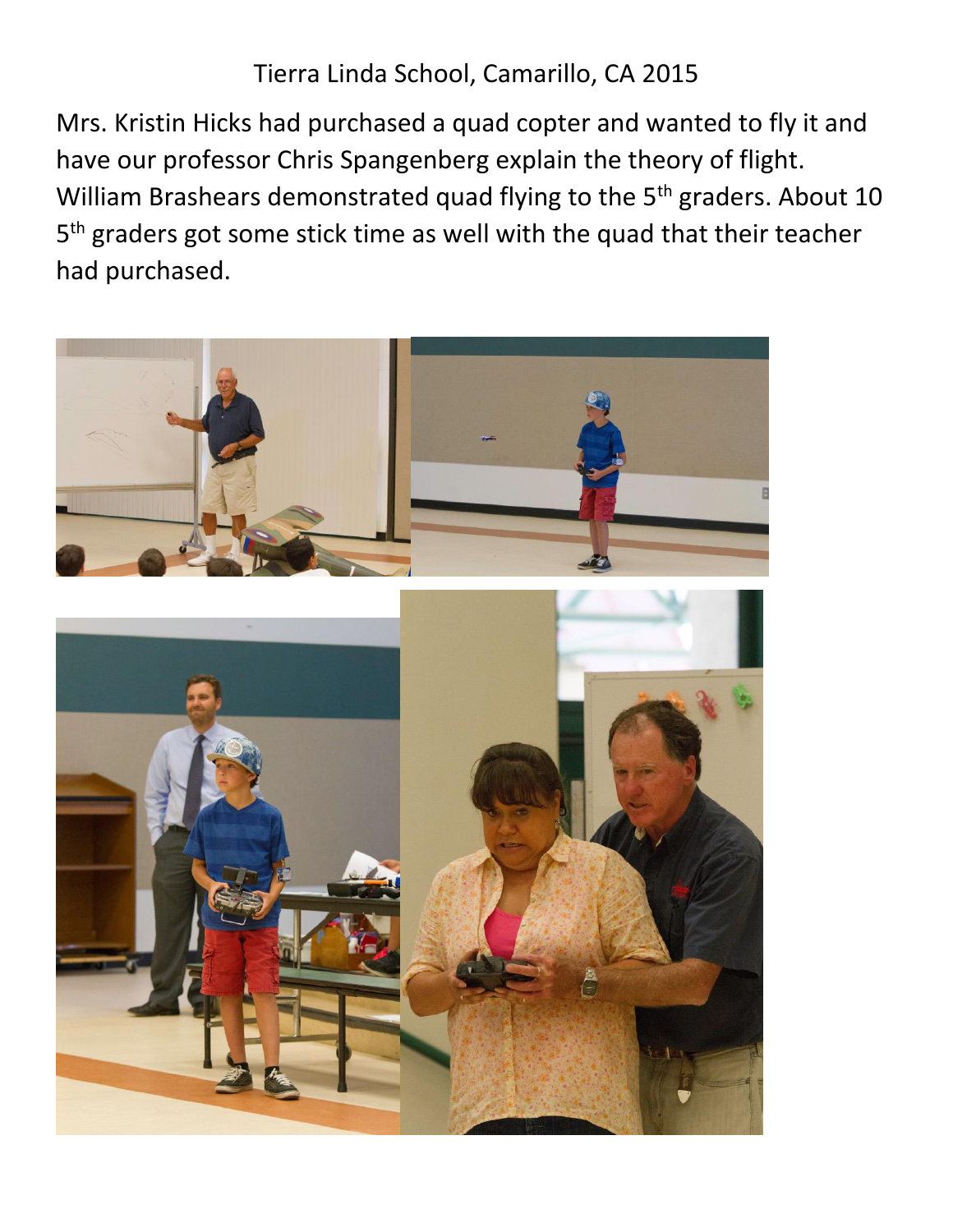Tierra Linda School, Camarillo, CA 2015

Mrs. Kristin Hicks had purchased a quad copter and wanted to fly it and have our professor Chris Spangenberg explain the theory of flight. William Brashears demonstrated quad flying to the 5th graders. About 10 5th graders got some stick time as well with the quad that their teacher had purchased.